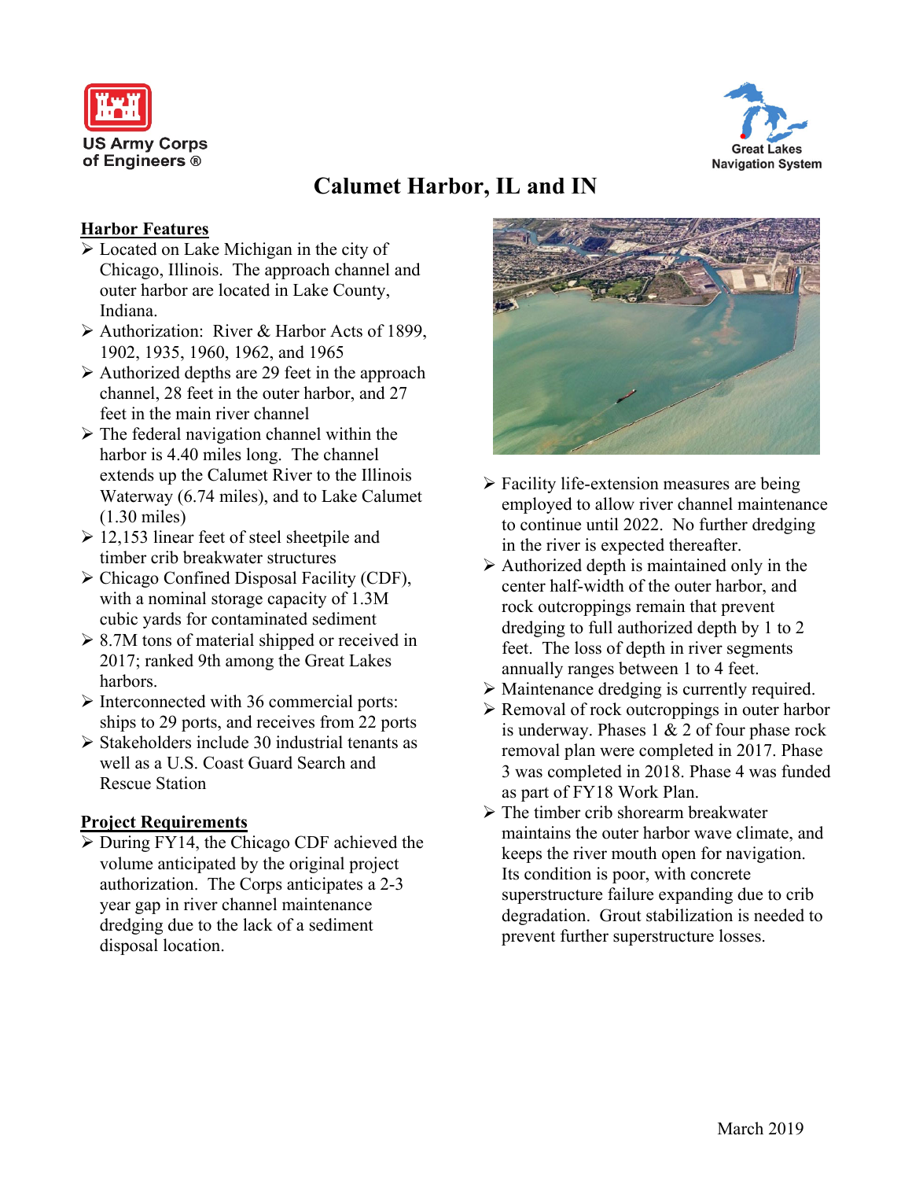US Army Corps of Engineers ®

Great Lakes Navigation System

# Calumet Harbor, IL and IN

## Harbor Features

- Located on Lake Michigan in the city of Chicago, Illinois. The approach channel and outer harbor are located in Lake County, Indiana.
- Authorization: River & Harbor Acts of 1899, 1902, 1935, 1960, 1962, and 1965
- Authorized depths are 29 feet in the approach channel, 28 feet in the outer harbor, and 27 feet in the main river channel
- The federal navigation channel within the harbor is 4.40 miles long. The channel extends up the Calumet River to the Illinois Waterway (6.74 miles), and to Lake Calumet (1.30 miles)
- 12,153 linear feet of steel sheetpile and timber crib breakwater structures
- Chicago Confined Disposal Facility (CDF), with a nominal storage capacity of 1.3M cubic yards for contaminated sediment
- 8.7M tons of material shipped or received in 2017; ranked 9th among the Great Lakes harbors.
- Interconnected with 36 commercial ports: ships to 29 ports, and receives from 22 ports
- Stakeholders include 30 industrial tenants as well as a U.S. Coast Guard Search and Rescue Station

## Project Requirements

- During FY14, the Chicago CDF achieved the volume anticipated by the original project authorization. The Corps anticipates a 2-3 year gap in river channel maintenance dredging due to the lack of a sediment disposal location.
- Facility life-extension measures are being employed to allow river channel maintenance to continue until 2022. No further dredging in the river is expected thereafter.
- Authorized depth is maintained only in the center half-width of the outer harbor, and rock outcroppings remain that prevent dredging to full authorized depth by 1 to 2 feet. The loss of depth in river segments annually ranges between 1 to 4 feet.
- Maintenance dredging is currently required.
- Removal of rock outcroppings in outer harbor is underway. Phases 1 & 2 of four phase rock removal plan were completed in 2017. Phase 3 was completed in 2018. Phase 4 was funded as part of FY18 Work Plan.
- The timber crib shorearm breakwater maintains the outer harbor wave climate, and keeps the river mouth open for navigation. Its condition is poor, with concrete superstructure failure expanding due to crib degradation. Grout stabilization is needed to prevent further superstructure losses.

March 2019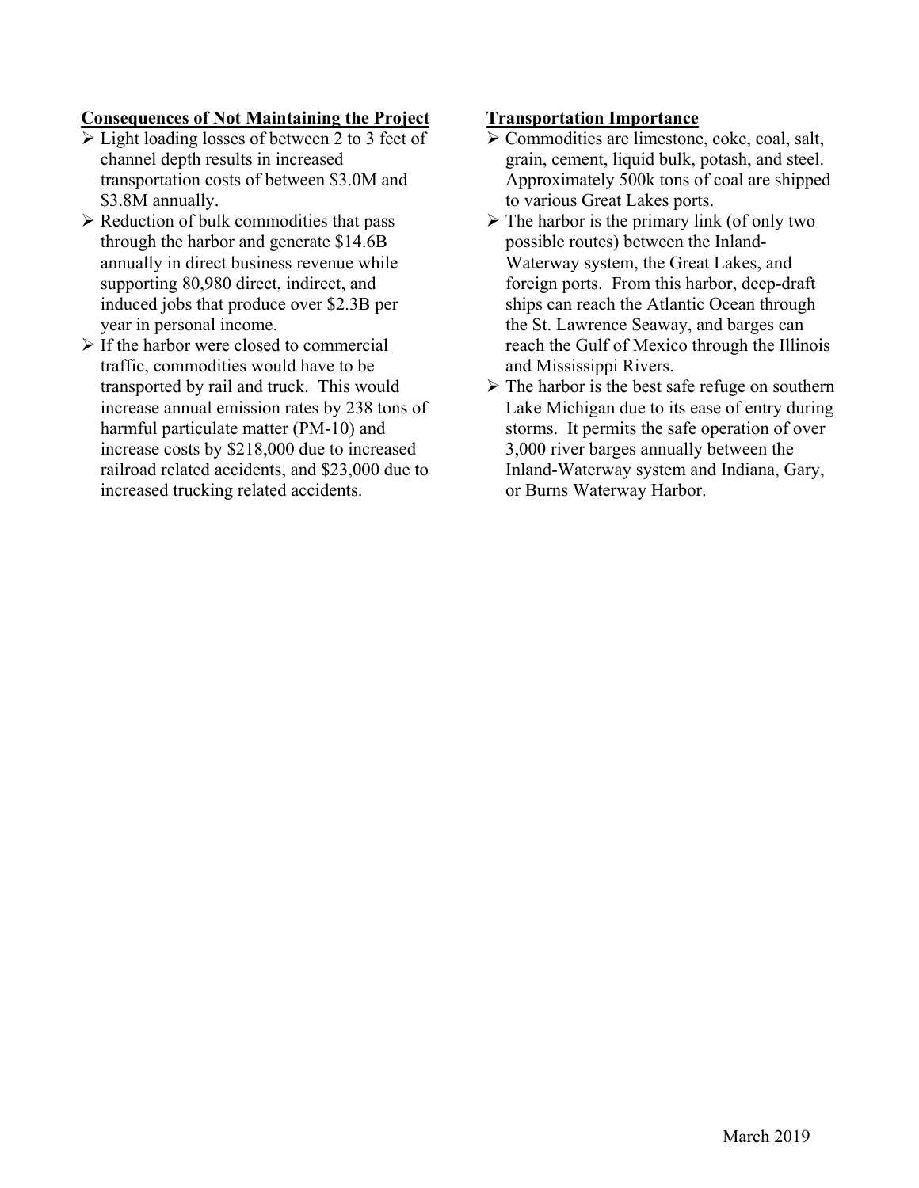**Consequences of Not Maintaining the Project**

- Light loading losses of between 2 to 3 feet of channel depth results in increased transportation costs of between $3.0M and $3.8M annually.
- Reduction of bulk commodities that pass through the harbor and generate $14.6B annually in direct business revenue while supporting 80,980 direct, indirect, and induced jobs that produce over $2.3B per year in personal income.
- If the harbor were closed to commercial traffic, commodities would have to be transported by rail and truck. This would increase annual emission rates by 238 tons of harmful particulate matter (PM-10) and increase costs by $218,000 due to increased railroad related accidents, and $23,000 due to increased trucking related accidents.

**Transportation Importance**

- Commodities are limestone, coke, coal, salt, grain, cement, liquid bulk, potash, and steel. Approximately 500k tons of coal are shipped to various Great Lakes ports.
- The harbor is the primary link (of only two possible routes) between the Inland-Waterway system, the Great Lakes, and foreign ports. From this harbor, deep-draft ships can reach the Atlantic Ocean through the St. Lawrence Seaway, and barges can reach the Gulf of Mexico through the Illinois and Mississippi Rivers.
- The harbor is the best safe refuge on southern Lake Michigan due to its ease of entry during storms. It permits the safe operation of over 3,000 river barges annually between the Inland-Waterway system and Indiana, Gary, or Burns Waterway Harbor.

March 2019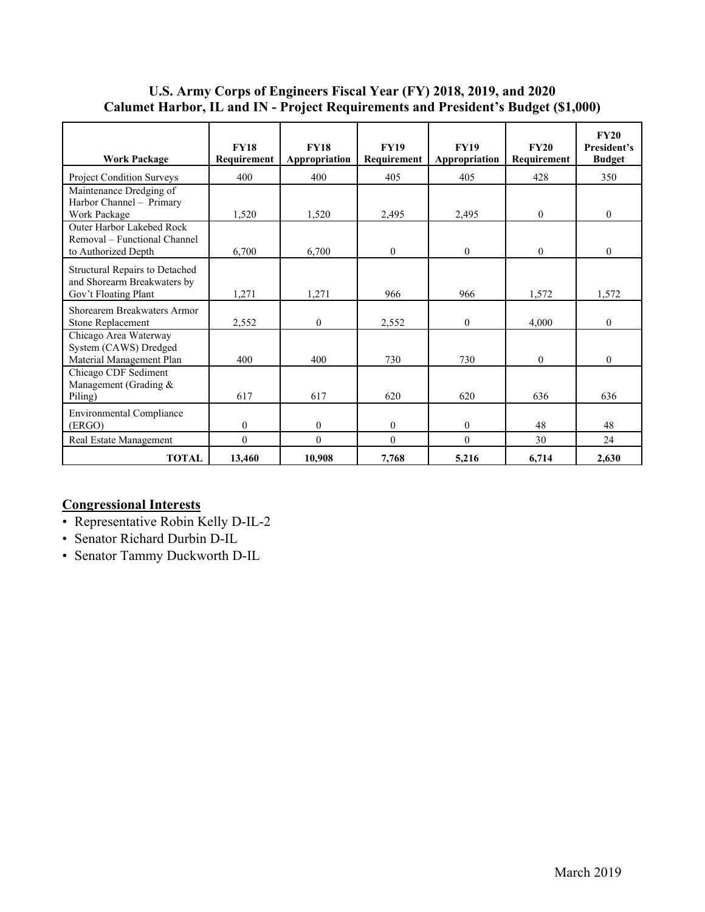**U.S. Army Corps of Engineers Fiscal Year (FY) 2018, 2019, and 2020**
**Calumet Harbor, IL and IN - Project Requirements and President's Budget ($1,000)**

| Work Package | FY18 Requirement | FY18 Appropriation | FY19 Requirement | FY19 Appropriation | FY20 Requirement | FY20 President's Budget |
|---|---|---|---|---|---|---|
| Project Condition Surveys | 400 | 400 | 405 | 405 | 428 | 350 |
| Maintenance Dredging of Harbor Channel – Primary Work Package | 1,520 | 1,520 | 2,495 | 2,495 | 0 | 0 |
| Outer Harbor Lakebed Rock Removal – Functional Channel to Authorized Depth | 6,700 | 6,700 | 0 | 0 | 0 | 0 |
| Structural Repairs to Detached and Shorearm Breakwaters by Gov't Floating Plant | 1,271 | 1,271 | 966 | 966 | 1,572 | 1,572 |
| Shorearem Breakwaters Armor Stone Replacement | 2,552 | 0 | 2,552 | 0 | 4,000 | 0 |
| Chicago Area Waterway System (CAWS) Dredged Material Management Plan | 400 | 400 | 730 | 730 | 0 | 0 |
| Chicago CDF Sediment Management (Grading & Piling) | 617 | 617 | 620 | 620 | 636 | 636 |
| Environmental Compliance (ERGO) | 0 | 0 | 0 | 0 | 48 | 48 |
| Real Estate Management | 0 | 0 | 0 | 0 | 30 | 24 |
| **TOTAL** | **13,460** | **10,908** | **7,768** | **5,216** | **6,714** | **2,630** |

## Congressional Interests

- Representative Robin Kelly D-IL-2
- Senator Richard Durbin D-IL
- Senator Tammy Duckworth D-IL

March 2019